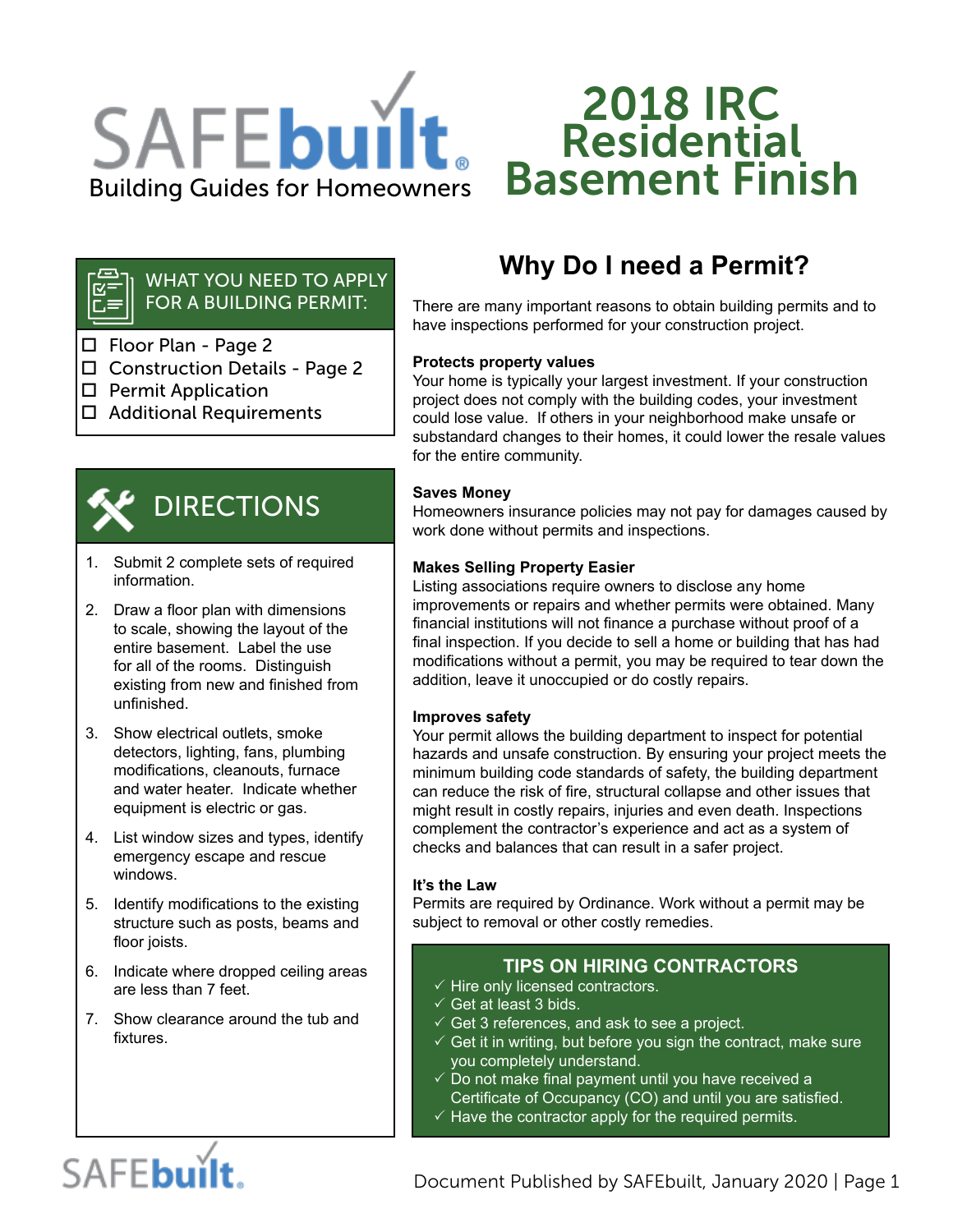# SAFEbuilt

Building Guides for Homeowners

# 2018 IRC Residential Basement Finish

## WHAT YOU NEED TO APPLY FOR A BUILDING PERMIT:

- ☐ Floor Plan - Page 2
- ☐ Construction Details - Page 2
- ☐ Permit Application
- ☐ Additional Requirements

## DIRECTIONS

1. Submit 2 complete sets of required information.
2. Draw a floor plan with dimensions to scale, showing the layout of the entire basement. Label the use for all of the rooms. Distinguish existing from new and finished from unfinished.
3. Show electrical outlets, smoke detectors, lighting, fans, plumbing modifications, cleanouts, furnace and water heater. Indicate whether equipment is electric or gas.
4. List window sizes and types, identify emergency escape and rescue windows.
5. Identify modifications to the existing structure such as posts, beams and floor joists.
6. Indicate where dropped ceiling areas are less than 7 feet.
7. Show clearance around the tub and fixtures.

## Why Do I need a Permit?

There are many important reasons to obtain building permits and to have inspections performed for your construction project.

**Protects property values**
Your home is typically your largest investment. If your construction project does not comply with the building codes, your investment could lose value. If others in your neighborhood make unsafe or substandard changes to their homes, it could lower the resale values for the entire community.

**Saves Money**
Homeowners insurance policies may not pay for damages caused by work done without permits and inspections.

**Makes Selling Property Easier**
Listing associations require owners to disclose any home improvements or repairs and whether permits were obtained. Many financial institutions will not finance a purchase without proof of a final inspection. If you decide to sell a home or building that has had modifications without a permit, you may be required to tear down the addition, leave it unoccupied or do costly repairs.

**Improves safety**
Your permit allows the building department to inspect for potential hazards and unsafe construction. By ensuring your project meets the minimum building code standards of safety, the building department can reduce the risk of fire, structural collapse and other issues that might result in costly repairs, injuries and even death. Inspections complement the contractor's experience and act as a system of checks and balances that can result in a safer project.

**It's the Law**
Permits are required by Ordinance. Work without a permit may be subject to removal or other costly remedies.

## TIPS ON HIRING CONTRACTORS

- ✓ Hire only licensed contractors.
- ✓ Get at least 3 bids.
- ✓ Get 3 references, and ask to see a project.
- ✓ Get it in writing, but before you sign the contract, make sure you completely understand.
- ✓ Do not make final payment until you have received a Certificate of Occupancy (CO) and until you are satisfied.
- ✓ Have the contractor apply for the required permits.

Document Published by SAFEbuilt, January 2020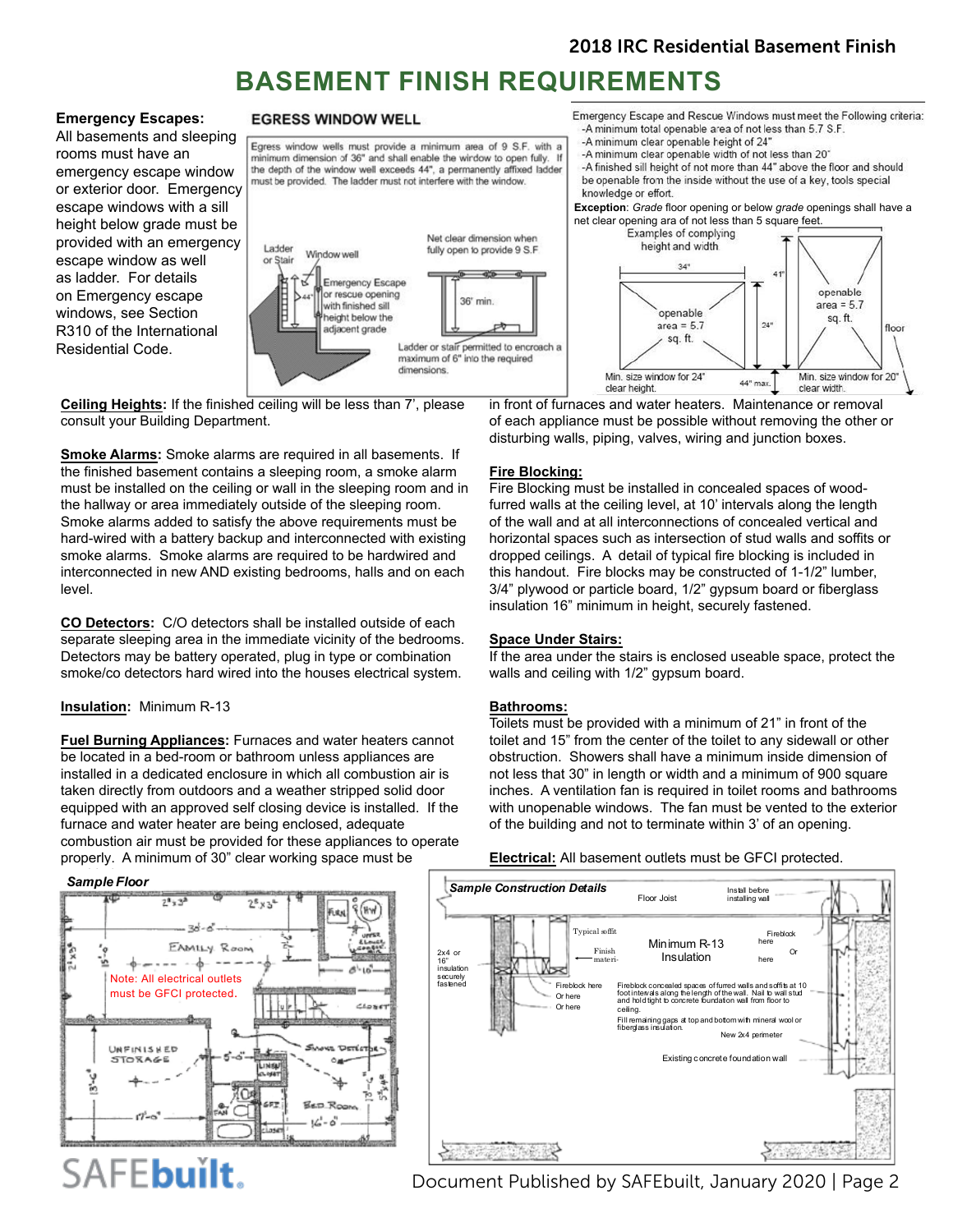# BASEMENT FINISH REQUIREMENTS

**Emergency Escapes:** All basements and sleeping rooms must have an emergency escape window or exterior door. Emergency escape windows with a sill height below grade must be provided with an emergency escape window as well as ladder. For details on Emergency escape windows, see Section R310 of the International Residential Code.

### EGRESS WINDOW WELL

Egress window wells must provide a minimum area of 9 S.F. with a minimum dimension of 36" and shall enable the window to open fully. If the depth of the window well exceeds 44", a permanently affixed ladder must be provided. The ladder must not interfere with the window.

Ladder or Stair

Window well

44"

Emergency Escape or rescue opening with finished sill height below the adjacent grade

Net clear dimension when fully open to provide 9 S.F

36" min.

Ladder or stair permitted to encroach a maximum of 6" into the required dimensions.

Emergency Escape and Rescue Windows must meet the Following criteria:

- A minimum total openable area of not less than 5.7 S.F.
- A minimum clear openable height of 24"
- A minimum clear openable width of not less than 20"
- A finished sill height of not more than 44" above the floor and should be openable from the inside without the use of a key, tools special knowledge or effort.

**Exception**: *Grade* floor opening or below *grade* openings shall have a net clear opening ara of not less than 5 square feet.

Examples of complying height and width

34"

openable area = 5.7 sq. ft.

24"

41"

openable area = 5.7 sq. ft.

floor

44" max.

Min. size window for 24" clear height.

Min. size window for 20" clear width.

**Ceiling Heights:** If the finished ceiling will be less than 7', please consult your Building Department.

**Smoke Alarms:** Smoke alarms are required in all basements. If the finished basement contains a sleeping room, a smoke alarm must be installed on the ceiling or wall in the sleeping room and in the hallway or area immediately outside of the sleeping room. Smoke alarms added to satisfy the above requirements must be hard-wired with a battery backup and interconnected with existing smoke alarms. Smoke alarms are required to be hardwired and interconnected in new AND existing bedrooms, halls and on each level.

**CO Detectors:** C/O detectors shall be installed outside of each separate sleeping area in the immediate vicinity of the bedrooms. Detectors may be battery operated, plug in type or combination smoke/co detectors hard wired into the houses electrical system.

**Insulation:** Minimum R-13

**Fuel Burning Appliances:** Furnaces and water heaters cannot be located in a bed-room or bathroom unless appliances are installed in a dedicated enclosure in which all combustion air is taken directly from outdoors and a weather stripped solid door equipped with an approved self closing device is installed. If the furnace and water heater are being enclosed, adequate combustion air must be provided for these appliances to operate properly. A minimum of 30" clear working space must be in front of furnaces and water heaters. Maintenance or removal of each appliance must be possible without removing the other or disturbing walls, piping, valves, wiring and junction boxes.

**Fire Blocking:**
Fire Blocking must be installed in concealed spaces of wood-furred walls at the ceiling level, at 10' intervals along the length of the wall and at all interconnections of concealed vertical and horizontal spaces such as intersection of stud walls and soffits or dropped ceilings. A detail of typical fire blocking is included in this handout. Fire blocks may be constructed of 1-1/2" lumber, 3/4" plywood or particle board, 1/2" gypsum board or fiberglass insulation 16" minimum in height, securely fastened.

**Space Under Stairs:**
If the area under the stairs is enclosed useable space, protect the walls and ceiling with 1/2" gypsum board.

**Bathrooms:**
Toilets must be provided with a minimum of 21" in front of the toilet and 15" from the center of the toilet to any sidewall or other obstruction. Showers shall have a minimum inside dimension of not less that 30" in length or width and a minimum of 900 square inches. A ventilation fan is required in toilet rooms and bathrooms with unopenable windows. The fan must be vented to the exterior of the building and not to terminate within 3' of an opening.

**Electrical:** All basement outlets must be GFCI protected.

*Sample Floor*

FAMILY ROOM

Note: All electrical outlets must be GFCI protected.

UNFINISHED STORAGE

BED ROOM

SMOKE DETECTOR

CLOSET

*Sample Construction Details*

Floor Joist

Install before installing wall

Typical soffit

Finish materi-

Minimum R-13 Insulation

Fireblock here

Or

here

2x4 or 16" insulation securely fastened

Fireblock here
Or here
Or here

Fireblock concealed spaces of furred walls and soffits at 10 foot intervals along the length of the wall. Nail to wall stud and hold tight to concrete foundation wall from floor to ceiling.

Fill remaining gaps at top and bottom with mineral wool or fiberglass insulation.

New 2x4 perimeter

Existing concrete foundation wall